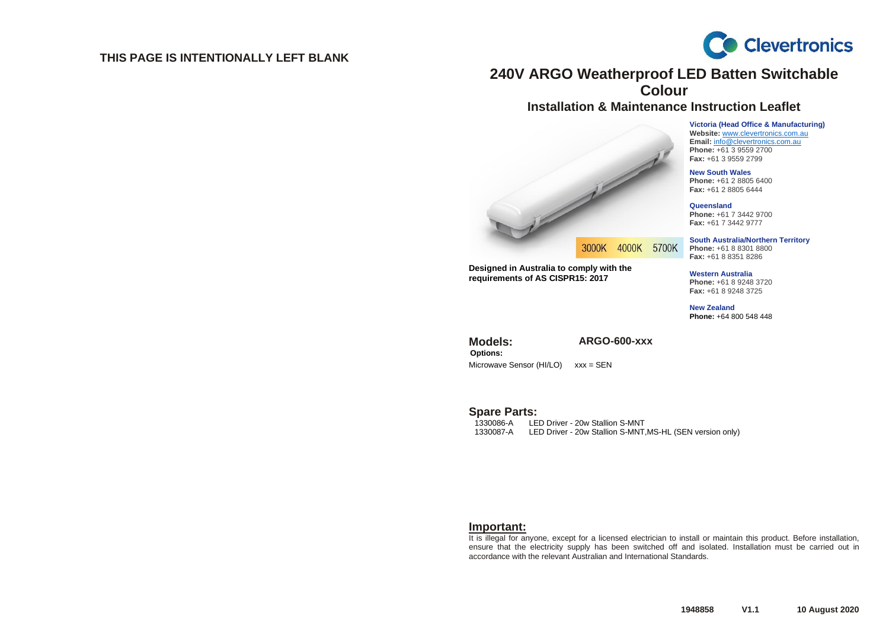THIS PAGE IS INTENTIONALLY LEFT BLANK

Clevertronics

# 240V ARGO Weatherproof LED Batten Switchable Colour

## Installation & Maintenance Instruction Leaflet

3000K 4000K 5700K

**Designed in Australia to comply with the requirements of AS CISPR15: 2017**

**Victoria (Head Office & Manufacturing)**
**Website:** www.clevertronics.com.au
**Email:** info@clevertronics.com.au
**Phone:** +61 3 9559 2700
**Fax:** +61 3 9559 2799

**New South Wales**
**Phone:** +61 2 8805 6400
**Fax:** +61 2 8805 6444

**Queensland**
**Phone:** +61 7 3442 9700
**Fax:** +61 7 3442 9777

**South Australia/Northern Territory**
**Phone:** +61 8 8301 8800
**Fax:** +61 8 8351 8286

**Western Australia**
**Phone:** +61 8 9248 3720
**Fax:** +61 8 9248 3725

**New Zealand**
**Phone:** +64 800 548 448

### Models: ARGO-600-xxx

**Options:**

Microwave Sensor (HI/LO) xxx = SEN

### Spare Parts:

| | |
|---|---|
| 1330086-A | LED Driver - 20w Stallion S-MNT |
| 1330087-A | LED Driver - 20w Stallion S-MNT,MS-HL (SEN version only) |

### Important:

It is illegal for anyone, except for a licensed electrician to install or maintain this product. Before installation, ensure that the electricity supply has been switched off and isolated. Installation must be carried out in accordance with the relevant Australian and International Standards.

1948858 V1.1 10 August 2020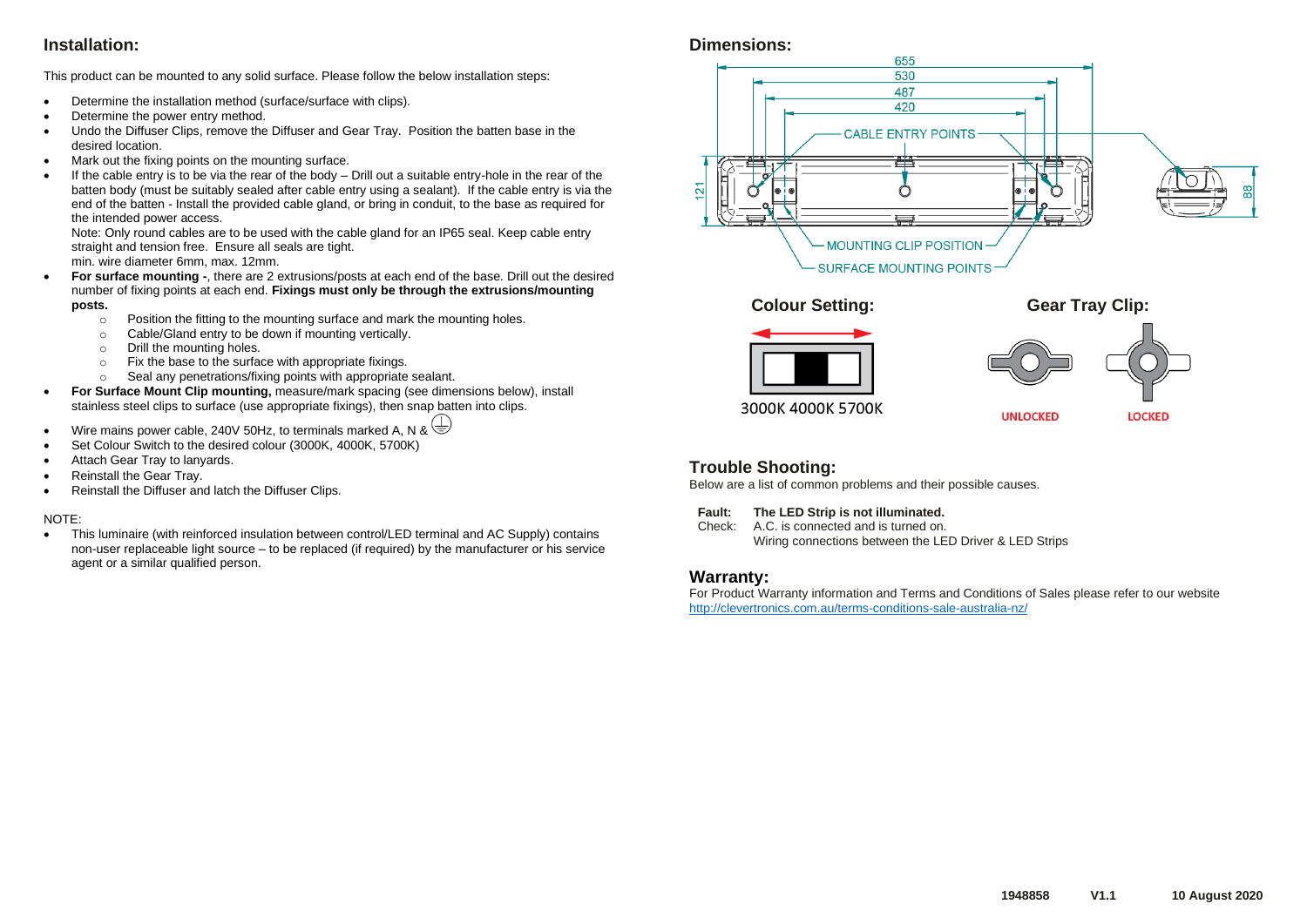## Installation:

This product can be mounted to any solid surface. Please follow the below installation steps:

- Determine the installation method (surface/surface with clips).
- Determine the power entry method.
- Undo the Diffuser Clips, remove the Diffuser and Gear Tray. Position the batten base in the desired location.
- Mark out the fixing points on the mounting surface.
- If the cable entry is to be via the rear of the body – Drill out a suitable entry-hole in the rear of the batten body (must be suitably sealed after cable entry using a sealant). If the cable entry is via the end of the batten - Install the provided cable gland, or bring in conduit, to the base as required for the intended power access.

  Note: Only round cables are to be used with the cable gland for an IP65 seal. Keep cable entry straight and tension free. Ensure all seals are tight.

  min. wire diameter 6mm, max. 12mm.
- **For surface mounting -**, there are 2 extrusions/posts at each end of the base. Drill out the desired number of fixing points at each end. **Fixings must only be through the extrusions/mounting posts.**
  - Position the fitting to the mounting surface and mark the mounting holes.
  - Cable/Gland entry to be down if mounting vertically.
  - Drill the mounting holes.
  - Fix the base to the surface with appropriate fixings.
  - Seal any penetrations/fixing points with appropriate sealant.
- **For Surface Mount Clip mounting,** measure/mark spacing (see dimensions below), install stainless steel clips to surface (use appropriate fixings), then snap batten into clips.
- Wire mains power cable, 240V 50Hz, to terminals marked A, N & ⏚
- Set Colour Switch to the desired colour (3000K, 4000K, 5700K)
- Attach Gear Tray to lanyards.
- Reinstall the Gear Tray.
- Reinstall the Diffuser and latch the Diffuser Clips.

NOTE:

- This luminaire (with reinforced insulation between control/LED terminal and AC Supply) contains non-user replaceable light source – to be replaced (if required) by the manufacturer or his service agent or a similar qualified person.

## Dimensions:

655
530
487
420
CABLE ENTRY POINTS
121
88
MOUNTING CLIP POSITION
SURFACE MOUNTING POINTS

**Colour Setting:**

3000K 4000K 5700K

**Gear Tray Clip:**

UNLOCKED
LOCKED

## Trouble Shooting:

Below are a list of common problems and their possible causes.

**Fault:** **The LED Strip is not illuminated.**

Check: A.C. is connected and is turned on.
Wiring connections between the LED Driver & LED Strips

## Warranty:

For Product Warranty information and Terms and Conditions of Sales please refer to our website [http://clevertronics.com.au/terms-conditions-sale-australia-nz/](http://clevertronics.com.au/terms-conditions-sale-australia-nz/)

**1948858 V1.1 10 August 2020**